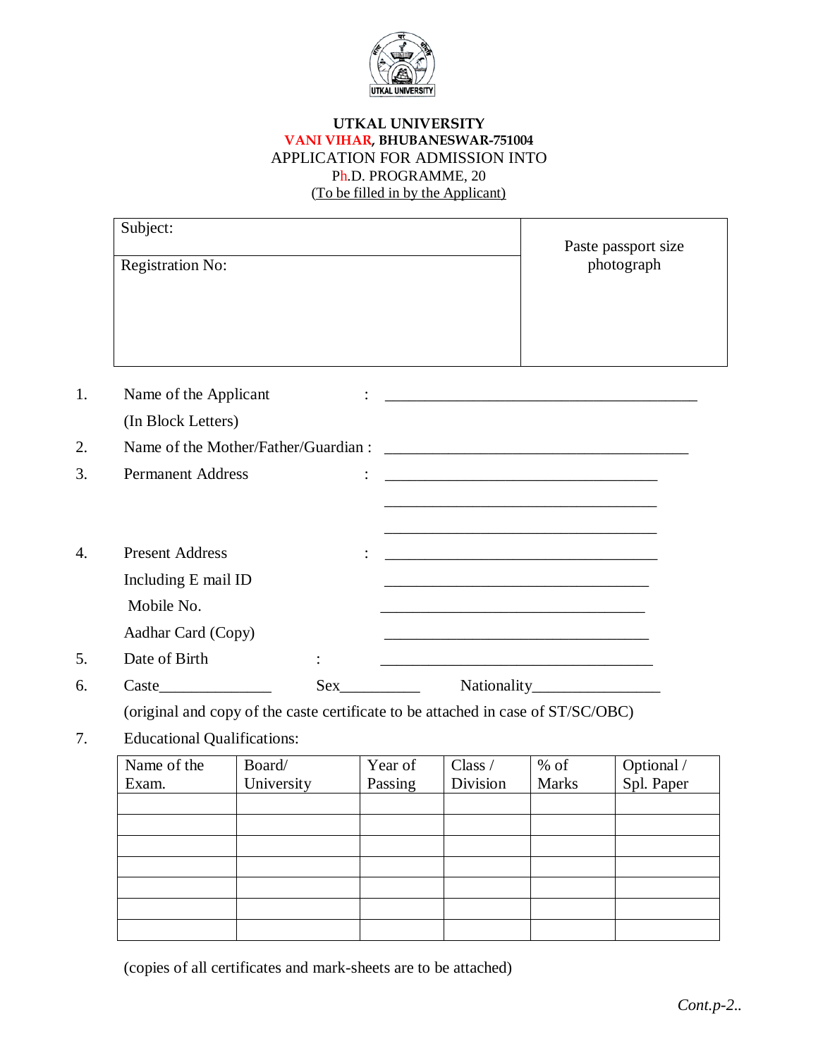# UTKAL UNIVERSITY

**VANI VIHAR, BHUBANESWAR-751004**

APPLICATION FOR ADMISSION INTO

Ph.D. PROGRAMME, 20

(To be filled in by the Applicant)

| Subject: | Paste passport size photograph |
|---|---|
| Registration No: | |

1. Name of the Applicant : ________________________________________

   (In Block Letters)

2. Name of the Mother/Father/Guardian : ________________________________________

3. Permanent Address : ___________________________________

   ___________________________________

   ___________________________________

4. Present Address : ___________________________________

   Including E mail ID ___________________________________

   Mobile No. ___________________________________

   Aadhar Card (Copy) ___________________________________

5. Date of Birth : ___________________________________

6. Caste______________ Sex__________ Nationality________________

   (original and copy of the caste certificate to be attached in case of ST/SC/OBC)

7. Educational Qualifications:

| Name of the Exam. | Board/ University | Year of Passing | Class / Division | % of Marks | Optional / Spl. Paper |
|---|---|---|---|---|---|
| | | | | | |
| | | | | | |
| | | | | | |
| | | | | | |
| | | | | | |
| | | | | | |
| | | | | | |

(copies of all certificates and mark-sheets are to be attached)

*Cont.p-2..*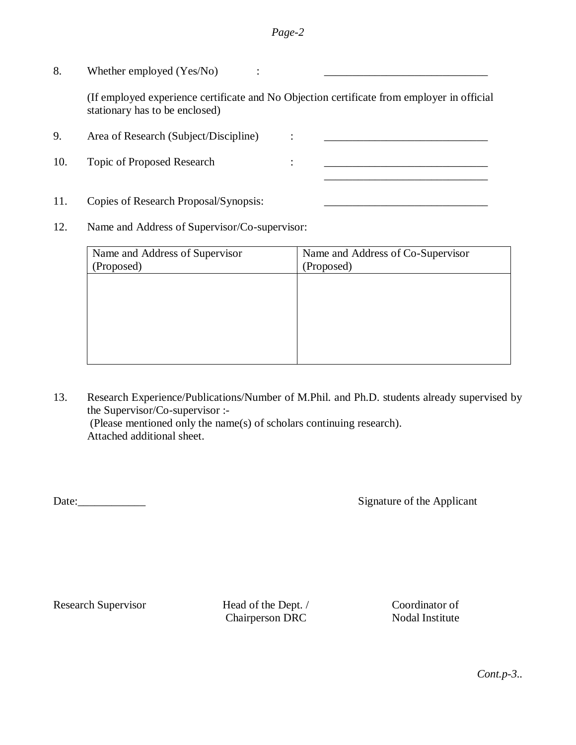8. Whether employed (Yes/No) : ______________________________

   (If employed experience certificate and No Objection certificate from employer in official stationary has to be enclosed)

9. Area of Research (Subject/Discipline) : ______________________________

10. Topic of Proposed Research : ______________________________
    ______________________________

11. Copies of Research Proposal/Synopsis: ______________________________

12. Name and Address of Supervisor/Co-supervisor:

| Name and Address of Supervisor (Proposed) | Name and Address of Co-Supervisor (Proposed) |
|---|---|
| | |

13. Research Experience/Publications/Number of M.Phil. and Ph.D. students already supervised by the Supervisor/Co-supervisor :-
    (Please mentioned only the name(s) of scholars continuing research).
    Attached additional sheet.

Date:____________ Signature of the Applicant

Research Supervisor Head of the Dept. / Chairperson DRC Coordinator of Nodal Institute

*Cont.p-3..*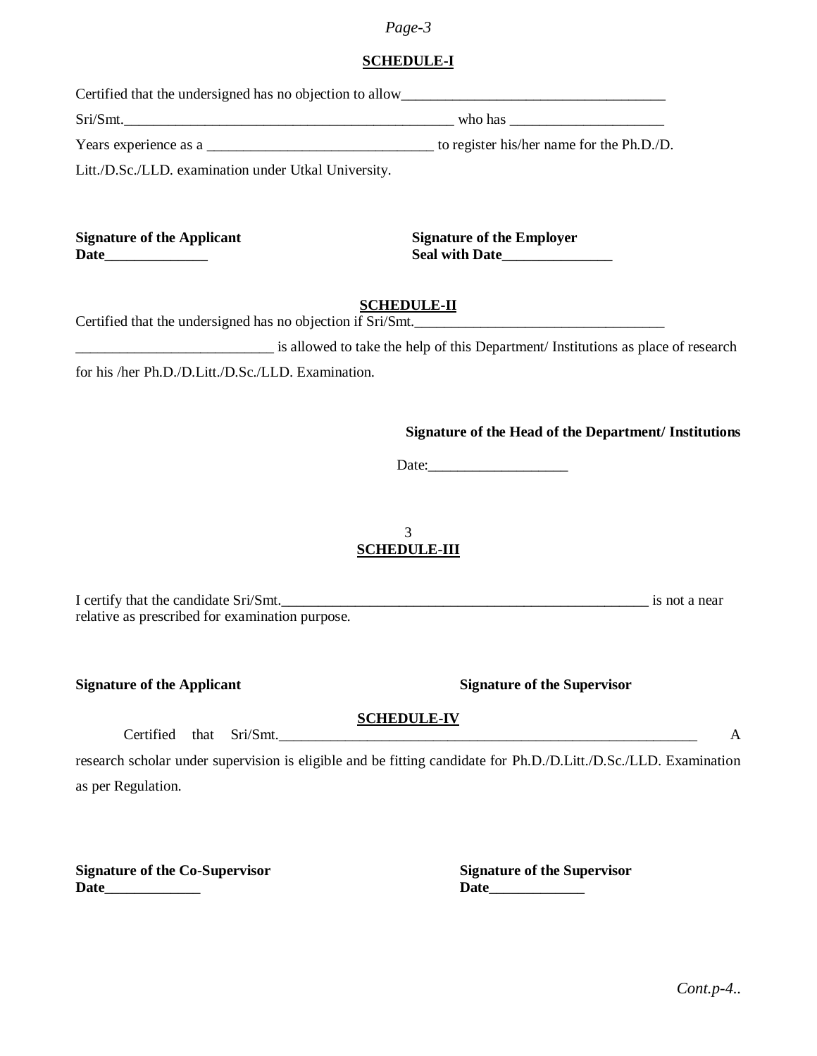## SCHEDULE-I

Certified that the undersigned has no objection to allow____________________________________

Sri/Smt.____________________________________________ who has ____________________

Years experience as a ______________________________ to register his/her name for the Ph.D./D. Litt./D.Sc./LLD. examination under Utkal University.

**Signature of the Applicant**
**Date_____________**

**Signature of the Employer**
**Seal with Date______________**

## SCHEDULE-II

Certified that the undersigned has no objection if Sri/Smt.__________________________________ __________________________ is allowed to take the help of this Department/ Institutions as place of research for his /her Ph.D./D.Litt./D.Sc./LLD. Examination.

**Signature of the Head of the Department/ Institutions**

Date:__________________

3

## SCHEDULE-III

I certify that the candidate Sri/Smt.__________________________________________________ is not a near relative as prescribed for examination purpose.

**Signature of the Applicant**

**Signature of the Supervisor**

## SCHEDULE-IV

Certified that Sri/Smt.__________________________________________________________ A research scholar under supervision is eligible and be fitting candidate for Ph.D./D.Litt./D.Sc./LLD. Examination as per Regulation.

**Signature of the Co-Supervisor**
**Date____________**

**Signature of the Supervisor**
**Date____________**

*Cont.p-4..*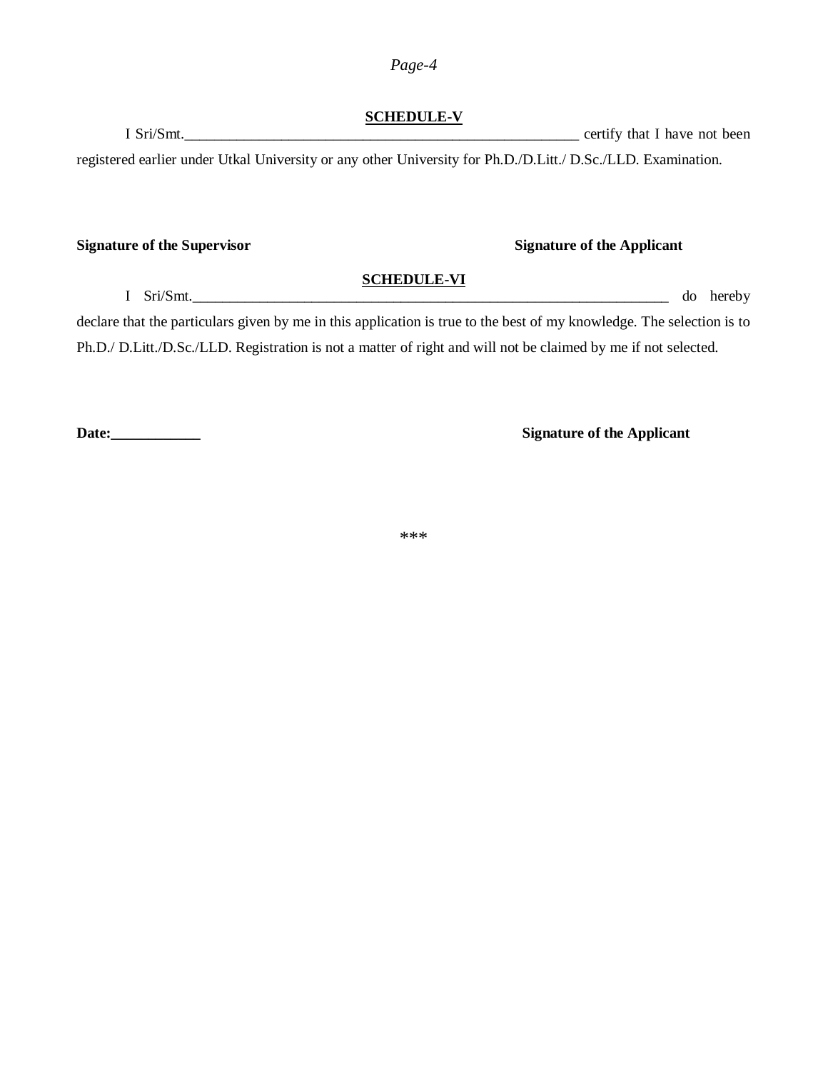## SCHEDULE-V

I Sri/Smt.______________________________________________________ certify that I have not been registered earlier under Utkal University or any other University for Ph.D./D.Litt./ D.Sc./LLD. Examination.

**Signature of the Supervisor** **Signature of the Applicant**

## SCHEDULE-VI

I Sri/Smt.__________________________________________________________________ do hereby declare that the particulars given by me in this application is true to the best of my knowledge. The selection is to Ph.D./ D.Litt./D.Sc./LLD. Registration is not a matter of right and will not be claimed by me if not selected.

**Date:____________** **Signature of the Applicant**

***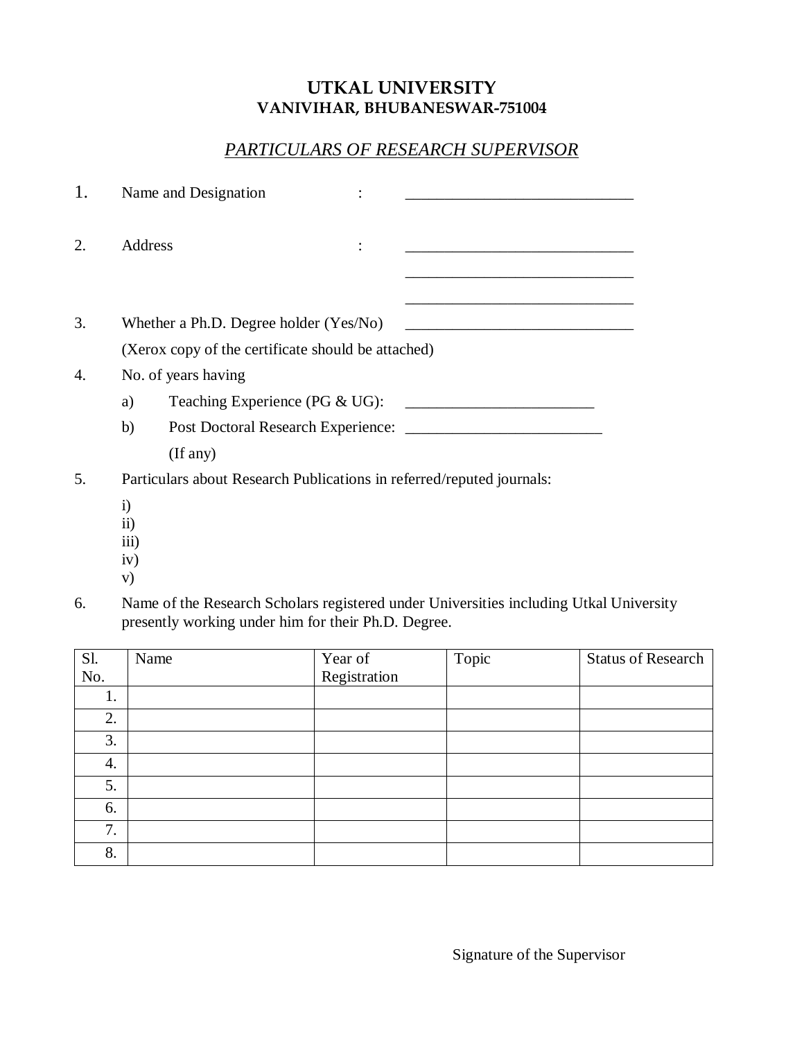# UTKAL UNIVERSITY
## VANIVIHAR, BHUBANESWAR-751004

## *PARTICULARS OF RESEARCH SUPERVISOR*

1. Name and Designation : _____________________________

2. Address : _____________________________
   _____________________________
   _____________________________

3. Whether a Ph.D. Degree holder (Yes/No) _____________________________
   (Xerox copy of the certificate should be attached)

4. No. of years having
   a) Teaching Experience (PG & UG): ________________________
   b) Post Doctoral Research Experience: _________________________
      (If any)

5. Particulars about Research Publications in referred/reputed journals:
   i)
   ii)
   iii)
   iv)
   v)

6. Name of the Research Scholars registered under Universities including Utkal University presently working under him for their Ph.D. Degree.

| Sl. No. | Name | Year of Registration | Topic | Status of Research |
|---|---|---|---|---|
| 1. | | | | |
| 2. | | | | |
| 3. | | | | |
| 4. | | | | |
| 5. | | | | |
| 6. | | | | |
| 7. | | | | |
| 8. | | | | |

Signature of the Supervisor